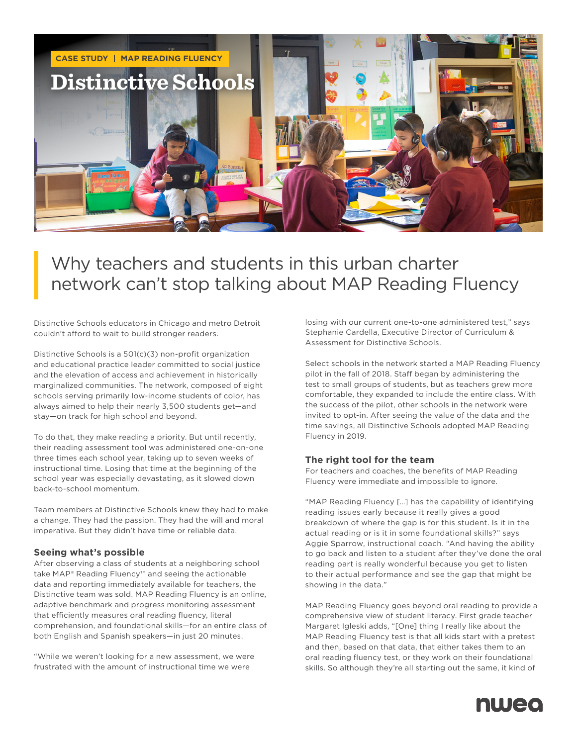CASE STUDY | MAP READING FLUENCY

# Distinctive Schools

## Why teachers and students in this urban charter network can't stop talking about MAP Reading Fluency

Distinctive Schools educators in Chicago and metro Detroit couldn't afford to wait to build stronger readers.

Distinctive Schools is a 501(c)(3) non-profit organization and educational practice leader committed to social justice and the elevation of access and achievement in historically marginalized communities. The network, composed of eight schools serving primarily low-income students of color, has always aimed to help their nearly 3,500 students get—and stay—on track for high school and beyond.

To do that, they make reading a priority. But until recently, their reading assessment tool was administered one-on-one three times each school year, taking up to seven weeks of instructional time. Losing that time at the beginning of the school year was especially devastating, as it slowed down back-to-school momentum.

Team members at Distinctive Schools knew they had to make a change. They had the passion. They had the will and moral imperative. But they didn't have time or reliable data.

### Seeing what's possible

After observing a class of students at a neighboring school take MAP® Reading Fluency™ and seeing the actionable data and reporting immediately available for teachers, the Distinctive team was sold. MAP Reading Fluency is an online, adaptive benchmark and progress monitoring assessment that efficiently measures oral reading fluency, literal comprehension, and foundational skills—for an entire class of both English and Spanish speakers—in just 20 minutes.

"While we weren't looking for a new assessment, we were frustrated with the amount of instructional time we were losing with our current one-to-one administered test," says Stephanie Cardella, Executive Director of Curriculum & Assessment for Distinctive Schools.

Select schools in the network started a MAP Reading Fluency pilot in the fall of 2018. Staff began by administering the test to small groups of students, but as teachers grew more comfortable, they expanded to include the entire class. With the success of the pilot, other schools in the network were invited to opt-in. After seeing the value of the data and the time savings, all Distinctive Schools adopted MAP Reading Fluency in 2019.

### The right tool for the team

For teachers and coaches, the benefits of MAP Reading Fluency were immediate and impossible to ignore.

"MAP Reading Fluency […] has the capability of identifying reading issues early because it really gives a good breakdown of where the gap is for this student. Is it in the actual reading or is it in some foundational skills?" says Aggie Sparrow, instructional coach. "And having the ability to go back and listen to a student after they've done the oral reading part is really wonderful because you get to listen to their actual performance and see the gap that might be showing in the data."

MAP Reading Fluency goes beyond oral reading to provide a comprehensive view of student literacy. First grade teacher Margaret Igleski adds, "[One] thing I really like about the MAP Reading Fluency test is that all kids start with a pretest and then, based on that data, that either takes them to an oral reading fluency test, or they work on their foundational skills. So although they're all starting out the same, it kind of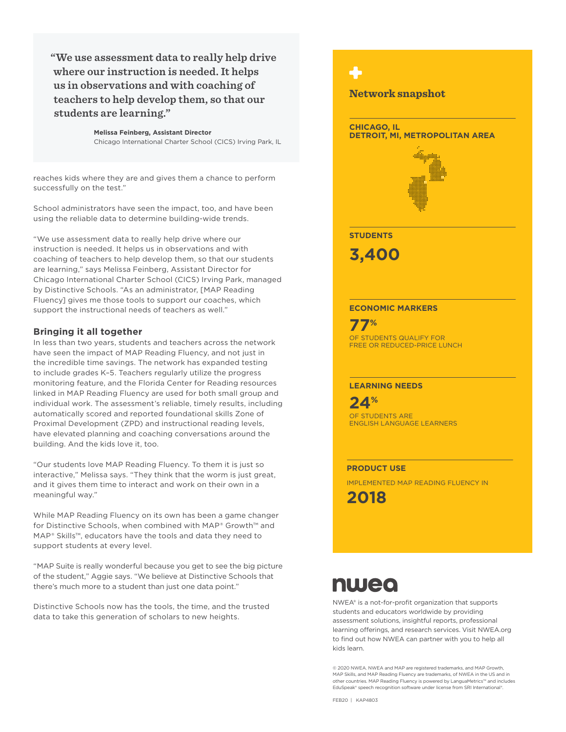> **"We use assessment data to really help drive where our instruction is needed. It helps us in observations and with coaching of teachers to help develop them, so that our students are learning."**
>
> **Melissa Feinberg, Assistant Director**
> Chicago International Charter School (CICS) Irving Park, IL

reaches kids where they are and gives them a chance to perform successfully on the test."

School administrators have seen the impact, too, and have been using the reliable data to determine building-wide trends.

"We use assessment data to really help drive where our instruction is needed. It helps us in observations and with coaching of teachers to help develop them, so that our students are learning," says Melissa Feinberg, Assistant Director for Chicago International Charter School (CICS) Irving Park, managed by Distinctive Schools. "As an administrator, [MAP Reading Fluency] gives me those tools to support our coaches, which support the instructional needs of teachers as well."

### Bringing it all together

In less than two years, students and teachers across the network have seen the impact of MAP Reading Fluency, and not just in the incredible time savings. The network has expanded testing to include grades K–5. Teachers regularly utilize the progress monitoring feature, and the Florida Center for Reading resources linked in MAP Reading Fluency are used for both small group and individual work. The assessment's reliable, timely results, including automatically scored and reported foundational skills Zone of Proximal Development (ZPD) and instructional reading levels, have elevated planning and coaching conversations around the building. And the kids love it, too.

"Our students love MAP Reading Fluency. To them it is just so interactive," Melissa says. "They think that the worm is just great, and it gives them time to interact and work on their own in a meaningful way."

While MAP Reading Fluency on its own has been a game changer for Distinctive Schools, when combined with MAP® Growth™ and MAP® Skills™, educators have the tools and data they need to support students at every level.

"MAP Suite is really wonderful because you get to see the big picture of the student," Aggie says. "We believe at Distinctive Schools that there's much more to a student than just one data point."

Distinctive Schools now has the tools, the time, and the trusted data to take this generation of scholars to new heights.

## Network snapshot

**CHICAGO, IL**
**DETROIT, MI, METROPOLITAN AREA**

**STUDENTS**

**3,400**

**ECONOMIC MARKERS**

**77%**
OF STUDENTS QUALIFY FOR FREE OR REDUCED-PRICE LUNCH

**LEARNING NEEDS**

**24%**
OF STUDENTS ARE ENGLISH LANGUAGE LEARNERS

**PRODUCT USE**

IMPLEMENTED MAP READING FLUENCY IN

**2018**

**nwea**

NWEA® is a not-for-profit organization that supports students and educators worldwide by providing assessment solutions, insightful reports, professional learning offerings, and research services. Visit NWEA.org to find out how NWEA can partner with you to help all kids learn.

© 2020 NWEA. NWEA and MAP are registered trademarks, and MAP Growth, MAP Skills, and MAP Reading Fluency are trademarks, of NWEA in the US and in other countries. MAP Reading Fluency is powered by LanguaMetrics™ and includes EduSpeak® speech recognition software under license from SRI International®.

FEB20 | KAP4803